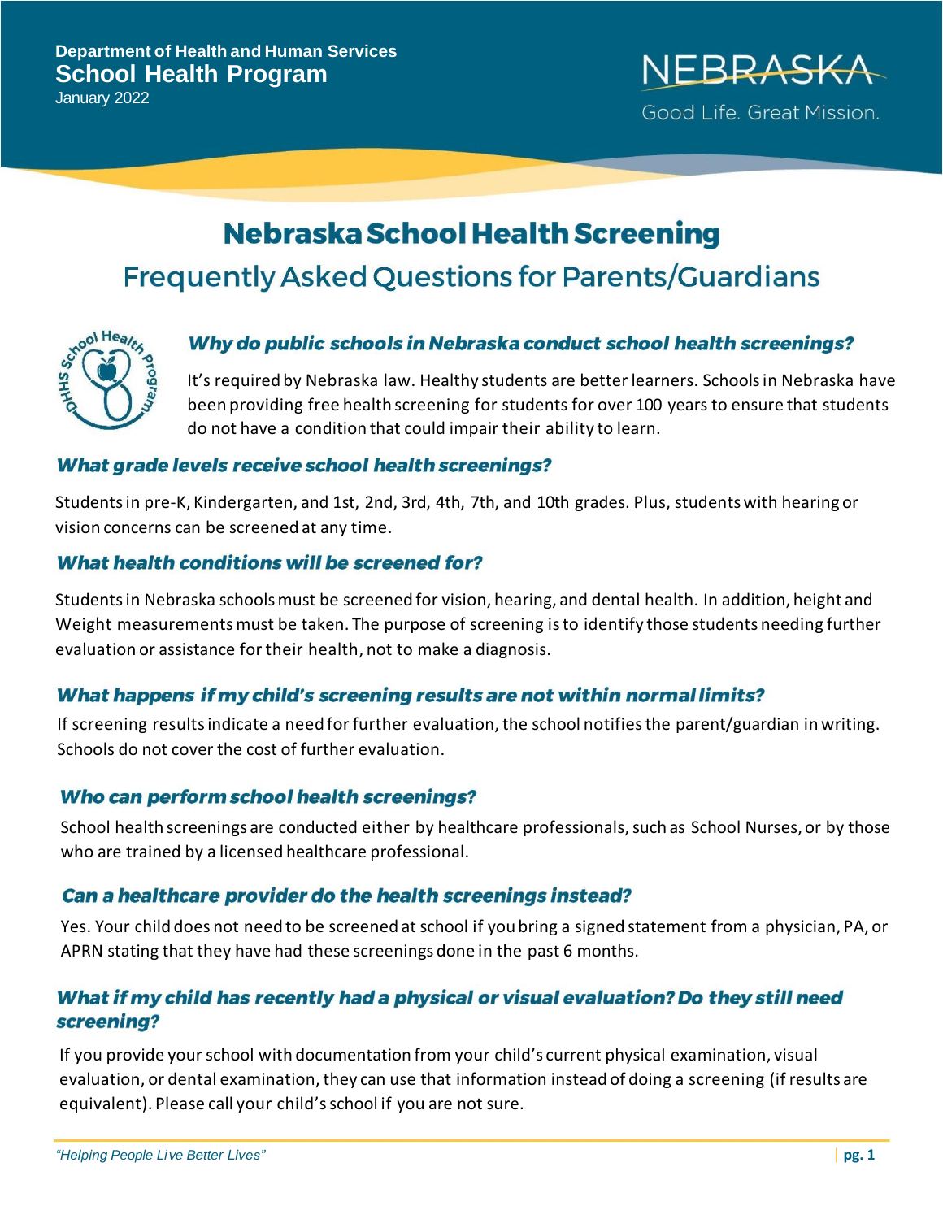Department of Health and Human Services
**School Health Program**
January 2022

NEBRASKA
Good Life. Great Mission.

# Nebraska School Health Screening

## Frequently Asked Questions for Parents/Guardians

### *Why do public schools in Nebraska conduct school health screenings?*

It's required by Nebraska law. Healthy students are better learners. Schools in Nebraska have been providing free health screening for students for over 100 years to ensure that students do not have a condition that could impair their ability to learn.

### *What grade levels receive school health screenings?*

Students in pre-K, Kindergarten, and 1st, 2nd, 3rd, 4th, 7th, and 10th grades. Plus, students with hearing or vision concerns can be screened at any time.

### *What health conditions will be screened for?*

Students in Nebraska schools must be screened for vision, hearing, and dental health. In addition, height and Weight measurements must be taken. The purpose of screening is to identify those students needing further evaluation or assistance for their health, not to make a diagnosis.

### *What happens if my child's screening results are not within normal limits?*

If screening results indicate a need for further evaluation, the school notifies the parent/guardian in writing. Schools do not cover the cost of further evaluation.

### *Who can perform school health screenings?*

School health screenings are conducted either by healthcare professionals, such as School Nurses, or by those who are trained by a licensed healthcare professional.

### *Can a healthcare provider do the health screenings instead?*

Yes. Your child does not need to be screened at school if you bring a signed statement from a physician, PA, or APRN stating that they have had these screenings done in the past 6 months.

### *What if my child has recently had a physical or visual evaluation? Do they still need screening?*

If you provide your school with documentation from your child's current physical examination, visual evaluation, or dental examination, they can use that information instead of doing a screening (if results are equivalent). Please call your child's school if you are not sure.

*"Helping People Live Better Lives"*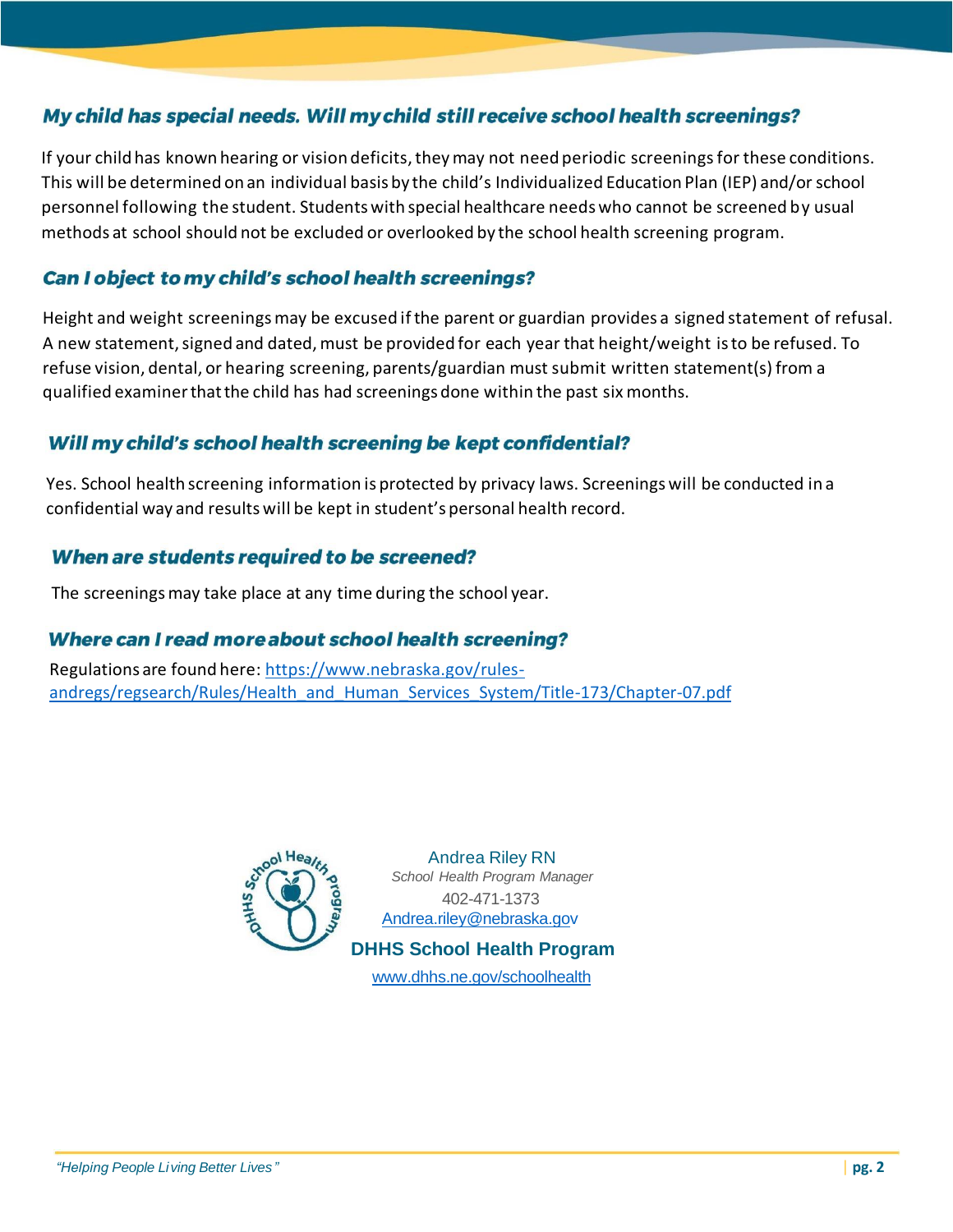### *My child has special needs. Will my child still receive school health screenings?*

If your child has known hearing or vision deficits, they may not need periodic screenings for these conditions. This will be determined on an individual basis by the child's Individualized Education Plan (IEP) and/or school personnel following the student. Students with special healthcare needs who cannot be screened by usual methods at school should not be excluded or overlooked by the school health screening program.

### *Can I object to my child's school health screenings?*

Height and weight screenings may be excused if the parent or guardian provides a signed statement of refusal. A new statement, signed and dated, must be provided for each year that height/weight is to be refused. To refuse vision, dental, or hearing screening, parents/guardian must submit written statement(s) from a qualified examiner that the child has had screenings done within the past six months.

### *Will my child's school health screening be kept confidential?*

Yes. School health screening information is protected by privacy laws. Screenings will be conducted in a confidential way and results will be kept in student's personal health record.

### *When are students required to be screened?*

The screenings may take place at any time during the school year.

### *Where can I read more about school health screening?*

Regulations are found here: [https://www.nebraska.gov/rules-andregs/regsearch/Rules/Health_and_Human_Services_System/Title-173/Chapter-07.pdf](https://www.nebraska.gov/rules-andregs/regsearch/Rules/Health_and_Human_Services_System/Title-173/Chapter-07.pdf)

Andrea Riley RN
*School Health Program Manager*
402-471-1373
[Andrea.riley@nebraska.gov](mailto:Andrea.riley@nebraska.gov)

**DHHS School Health Program**
[www.dhhs.ne.gov/schoolhealth](http://www.dhhs.ne.gov/schoolhealth)